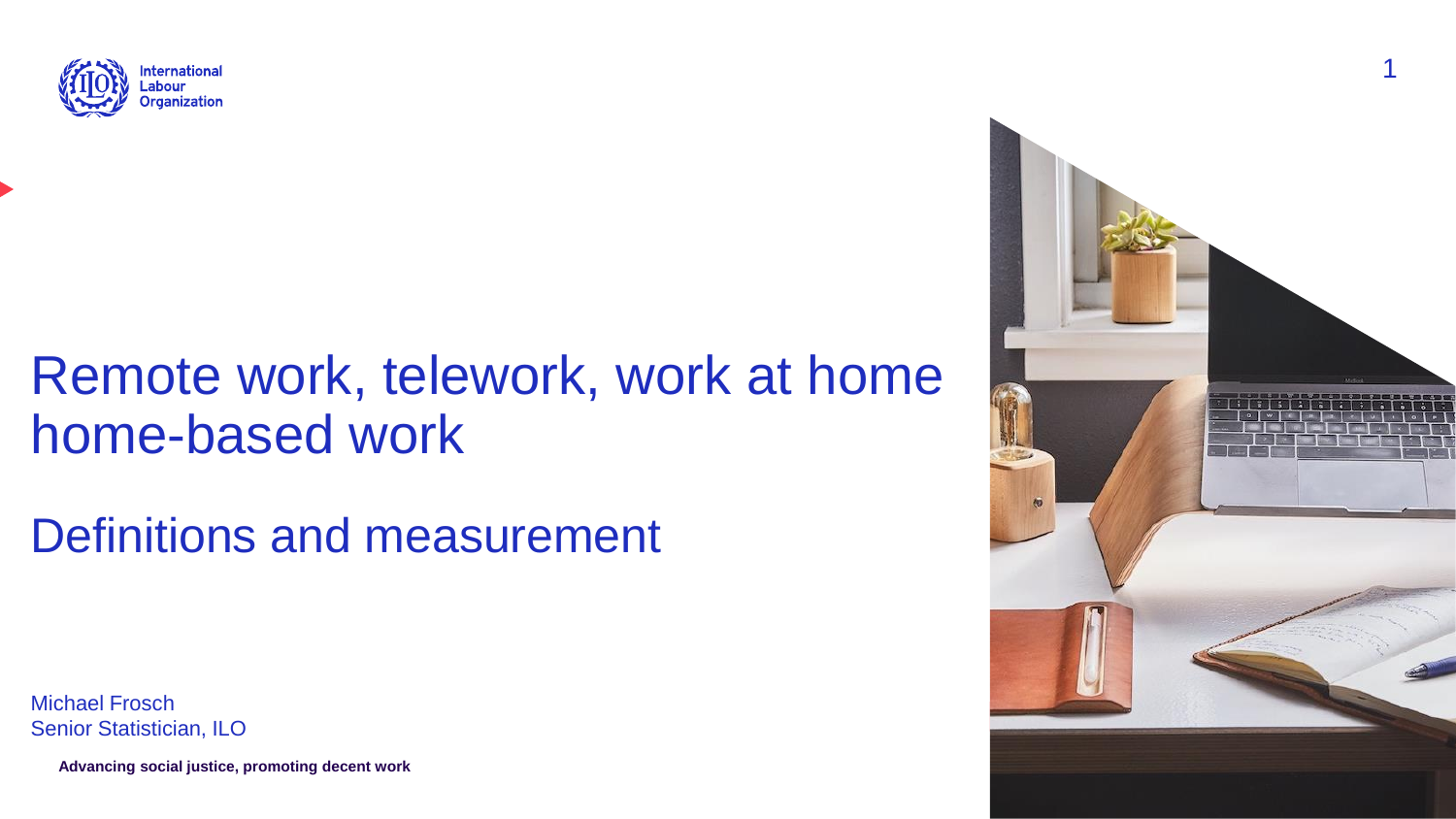International Labour Organization

# Remote work, telework, work at home home-based work

## Definitions and measurement

Michael Frosch
Senior Statistician, ILO

**Advancing social justice, promoting decent work**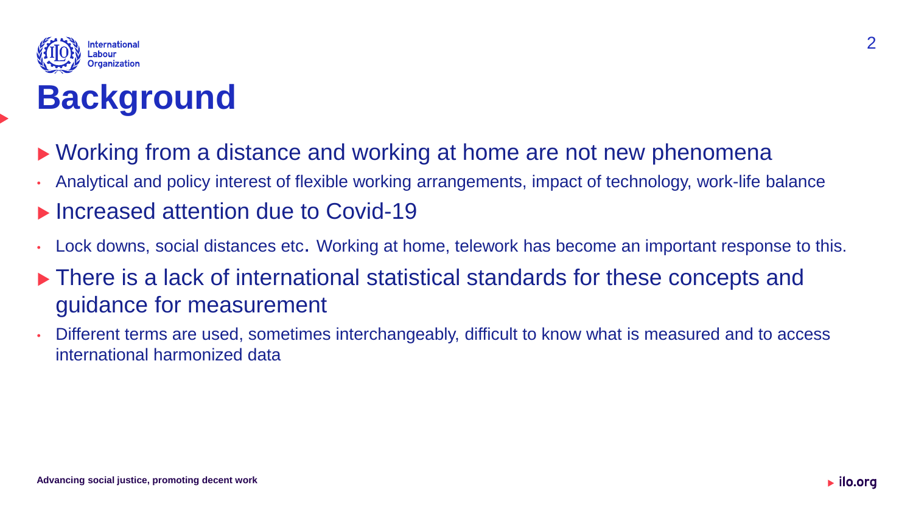# Background

- **Working from a distance and working at home are not new phenomena**
  - Analytical and policy interest of flexible working arrangements, impact of technology, work-life balance
- **Increased attention due to Covid-19**
  - Lock downs, social distances etc. Working at home, telework has become an important response to this.
- **There is a lack of international statistical standards for these concepts and guidance for measurement**
  - Different terms are used, sometimes interchangeably, difficult to know what is measured and to access international harmonized data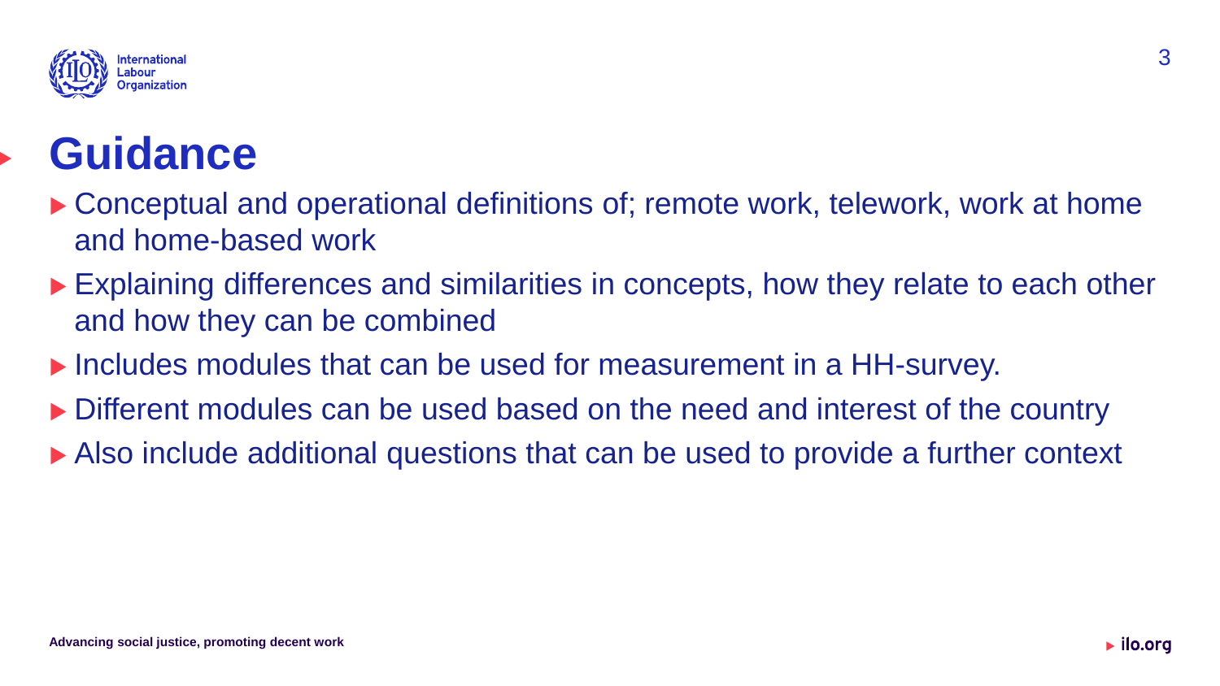# Guidance

- Conceptual and operational definitions of; remote work, telework, work at home and home-based work
- Explaining differences and similarities in concepts, how they relate to each other and how they can be combined
- Includes modules that can be used for measurement in a HH-survey.
- Different modules can be used based on the need and interest of the country
- Also include additional questions that can be used to provide a further context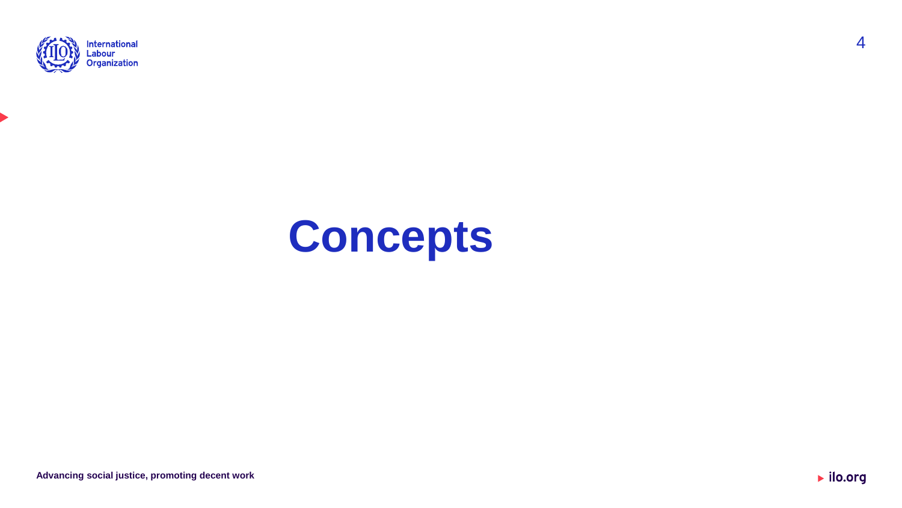# Concepts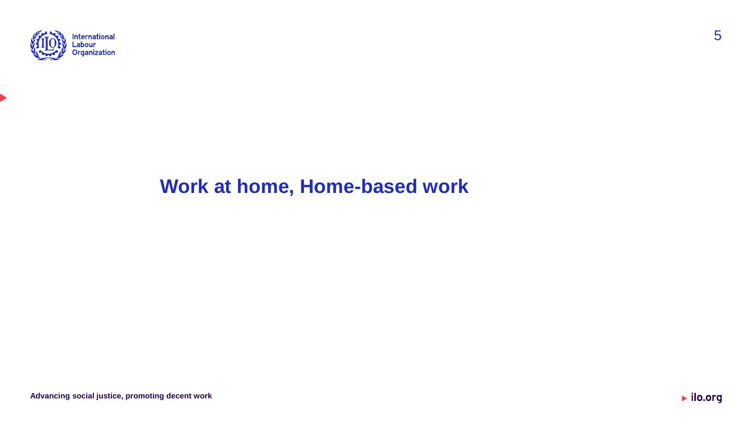# Work at home, Home-based work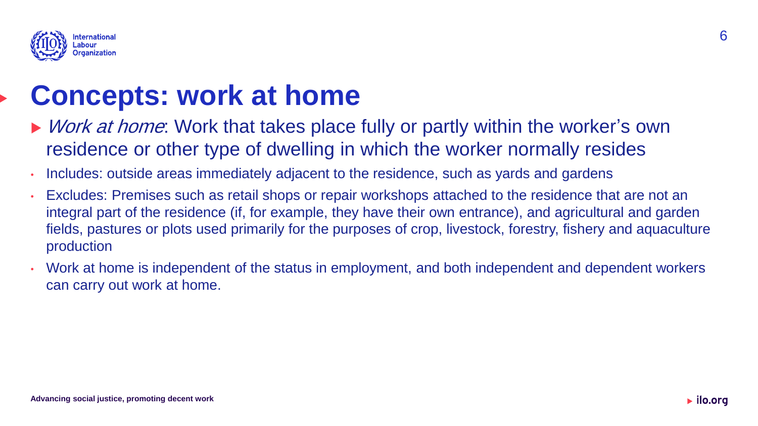# Concepts: work at home

- *Work at home*: Work that takes place fully or partly within the worker's own residence or other type of dwelling in which the worker normally resides
  - Includes: outside areas immediately adjacent to the residence, such as yards and gardens
  - Excludes: Premises such as retail shops or repair workshops attached to the residence that are not an integral part of the residence (if, for example, they have their own entrance), and agricultural and garden fields, pastures or plots used primarily for the purposes of crop, livestock, forestry, fishery and aquaculture production
  - Work at home is independent of the status in employment, and both independent and dependent workers can carry out work at home.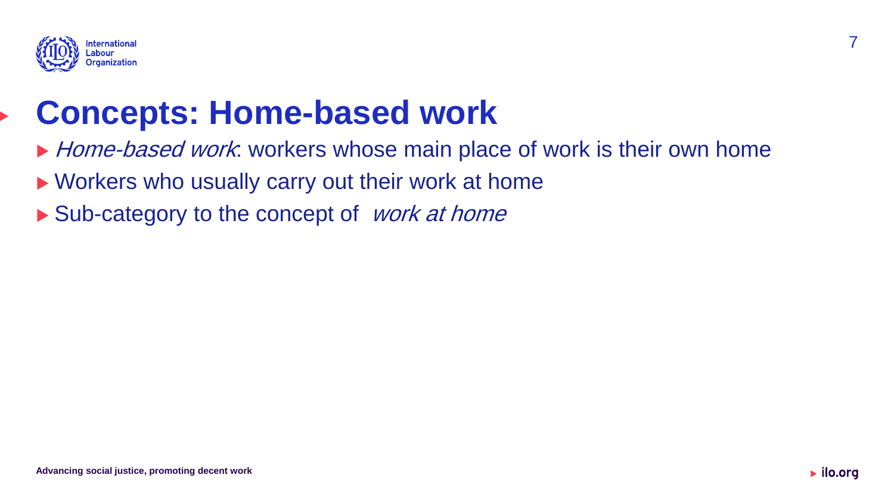# Concepts: Home-based work

- *Home-based work*: workers whose main place of work is their own home
- Workers who usually carry out their work at home
- Sub-category to the concept of *work at home*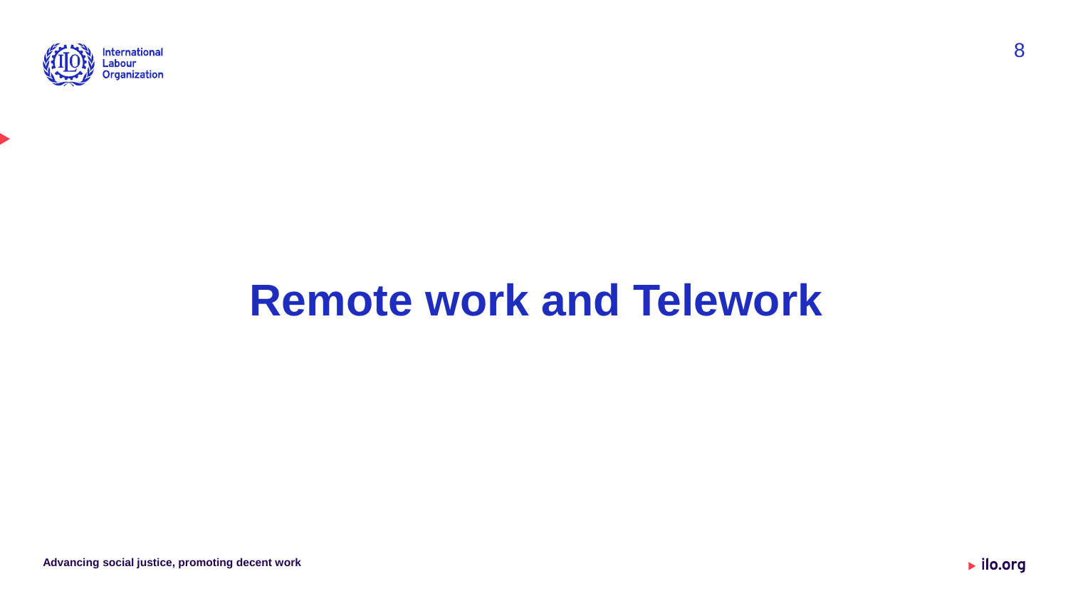# Remote work and Telework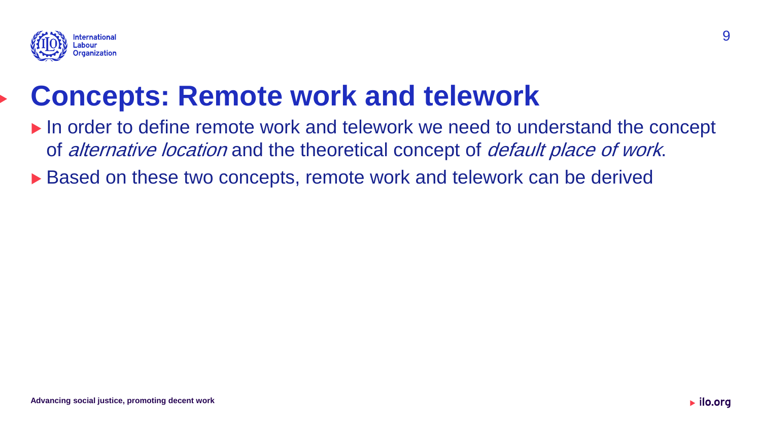# Concepts: Remote work and telework

- In order to define remote work and telework we need to understand the concept of *alternative location* and the theoretical concept of *default place of work*.
- Based on these two concepts, remote work and telework can be derived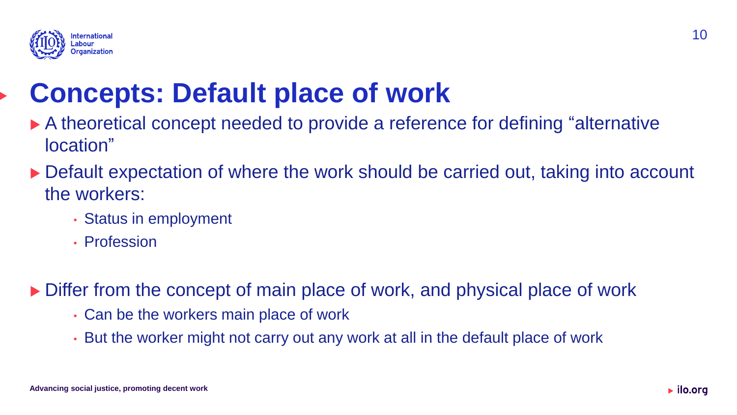# Concepts: Default place of work

- A theoretical concept needed to provide a reference for defining “alternative location”
- Default expectation of where the work should be carried out, taking into account the workers:
  - Status in employment
  - Profession
- Differ from the concept of main place of work, and physical place of work
  - Can be the workers main place of work
  - But the worker might not carry out any work at all in the default place of work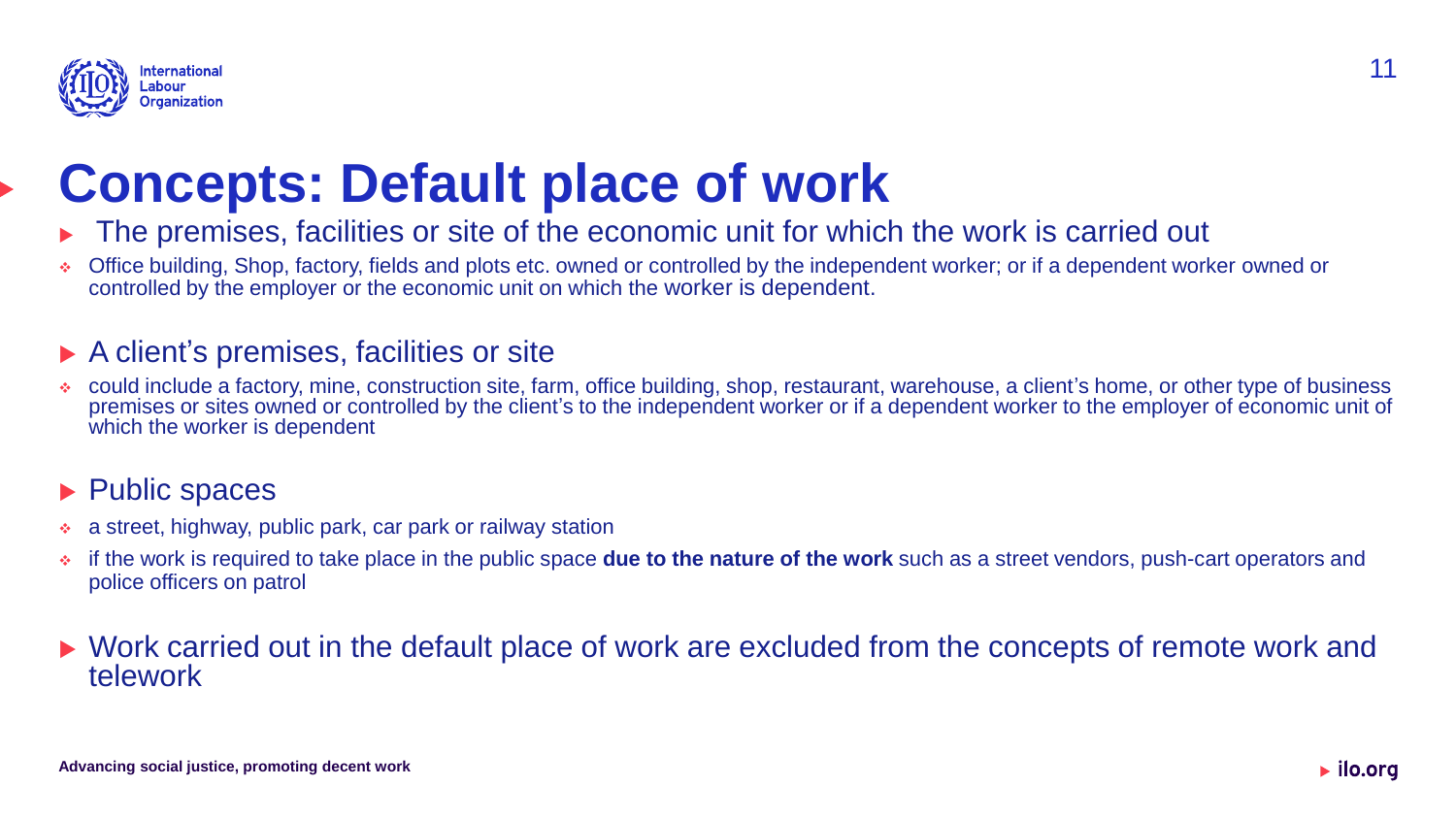# Concepts: Default place of work

- The premises, facilities or site of the economic unit for which the work is carried out
  - Office building, Shop, factory, fields and plots etc. owned or controlled by the independent worker; or if a dependent worker owned or controlled by the employer or the economic unit on which the worker is dependent.

- A client's premises, facilities or site
  - could include a factory, mine, construction site, farm, office building, shop, restaurant, warehouse, a client's home, or other type of business premises or sites owned or controlled by the client's to the independent worker or if a dependent worker to the employer of economic unit of which the worker is dependent

- Public spaces
  - a street, highway, public park, car park or railway station
  - if the work is required to take place in the public space **due to the nature of the work** such as a street vendors, push-cart operators and police officers on patrol

- Work carried out in the default place of work are excluded from the concepts of remote work and telework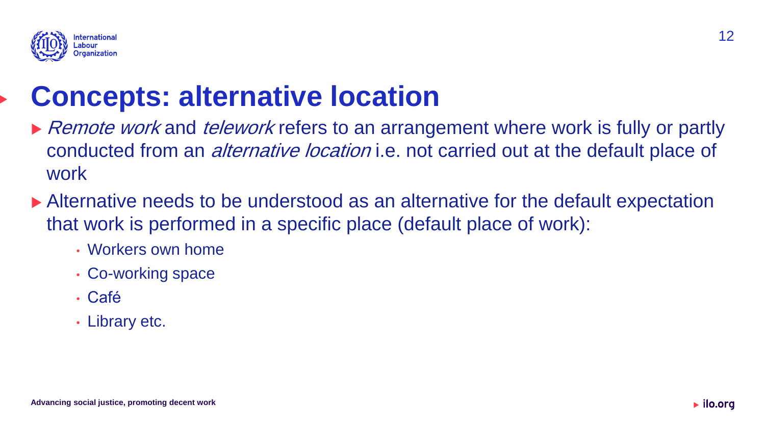# Concepts: alternative location

- *Remote work* and *telework* refers to an arrangement where work is fully or partly conducted from an *alternative location* i.e. not carried out at the default place of work
- Alternative needs to be understood as an alternative for the default expectation that work is performed in a specific place (default place of work):
  - Workers own home
  - Co-working space
  - Café
  - Library etc.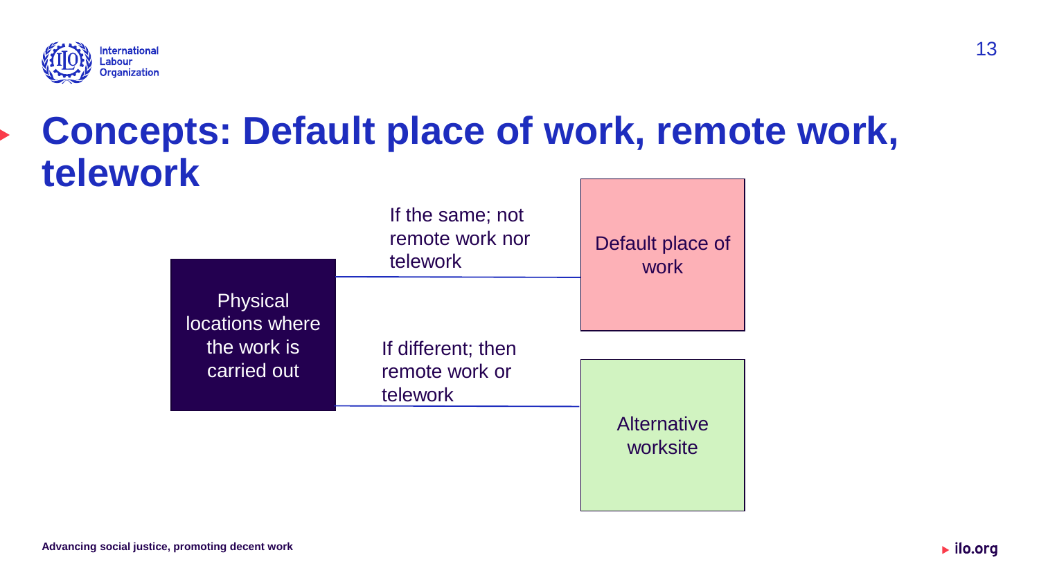# Concepts: Default place of work, remote work, telework

Physical locations where the work is carried out

- If the same; not remote work nor telework → Default place of work
- If different; then remote work or telework → Alternative worksite

Advancing social justice, promoting decent work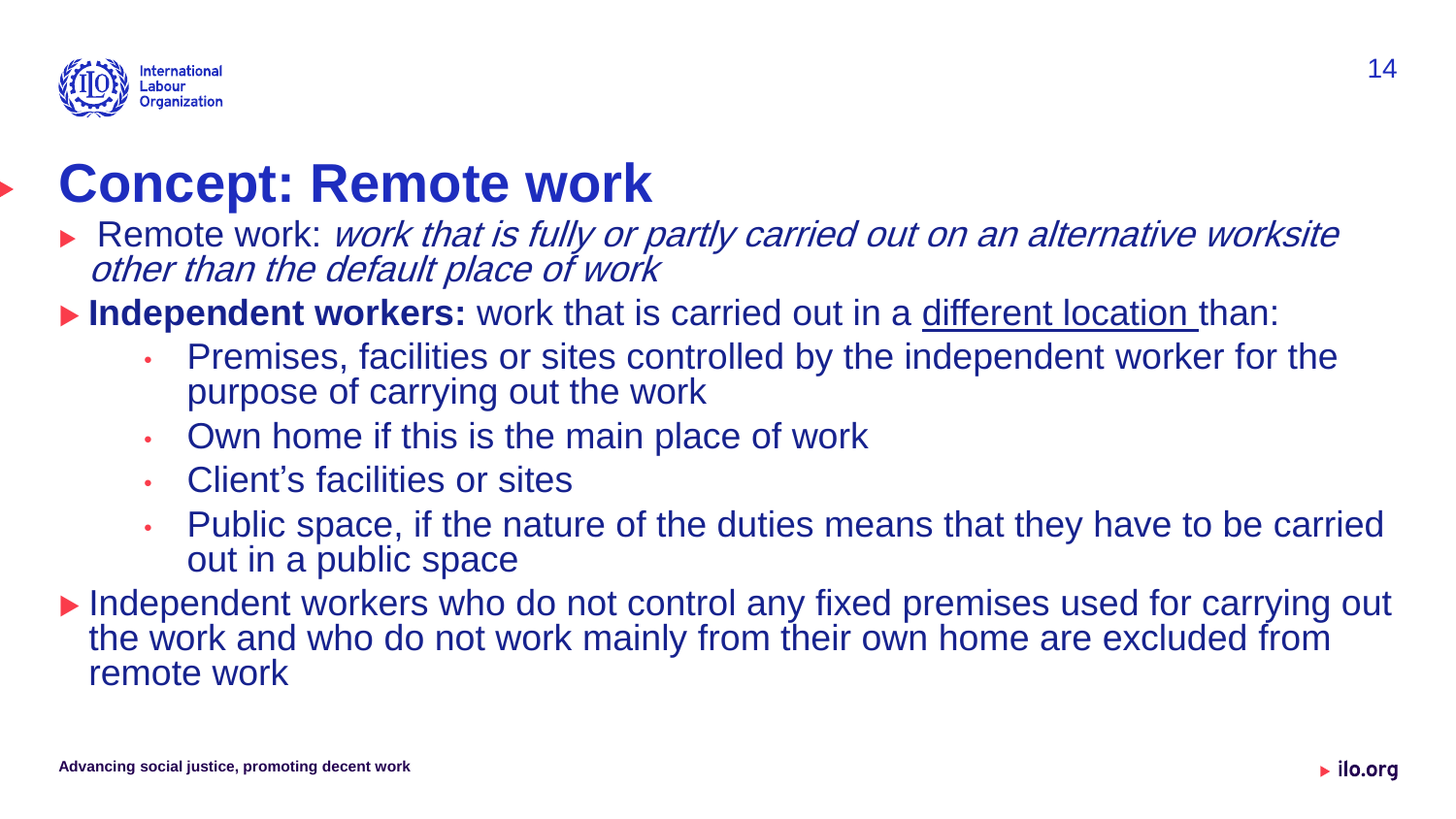# Concept: Remote work

- Remote work: *work that is fully or partly carried out on an alternative worksite other than the default place of work*
- **Independent workers:** work that is carried out in a different location than:
  - Premises, facilities or sites controlled by the independent worker for the purpose of carrying out the work
  - Own home if this is the main place of work
  - Client's facilities or sites
  - Public space, if the nature of the duties means that they have to be carried out in a public space
- Independent workers who do not control any fixed premises used for carrying out the work and who do not work mainly from their own home are excluded from remote work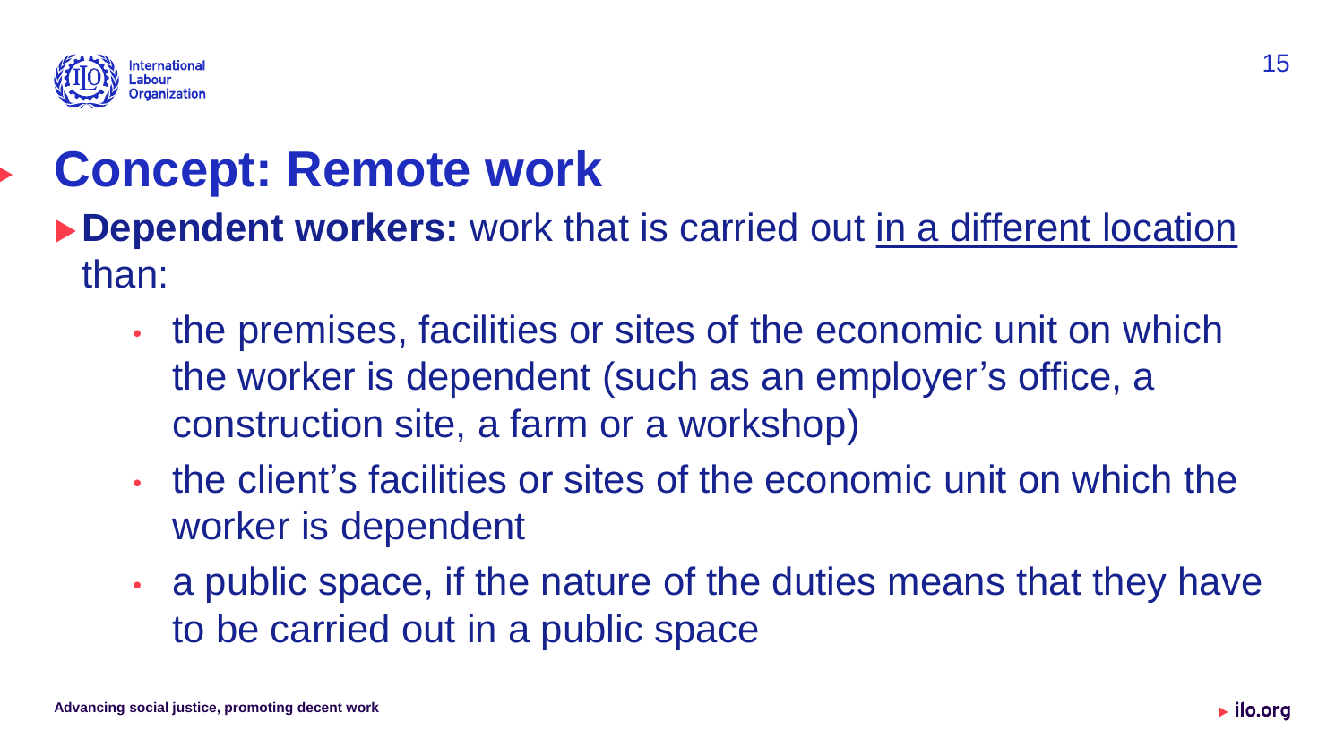# Concept: Remote work

**Dependent workers:** work that is carried out <u>in a different location</u> than:

- the premises, facilities or sites of the economic unit on which the worker is dependent (such as an employer's office, a construction site, a farm or a workshop)
- the client's facilities or sites of the economic unit on which the worker is dependent
- a public space, if the nature of the duties means that they have to be carried out in a public space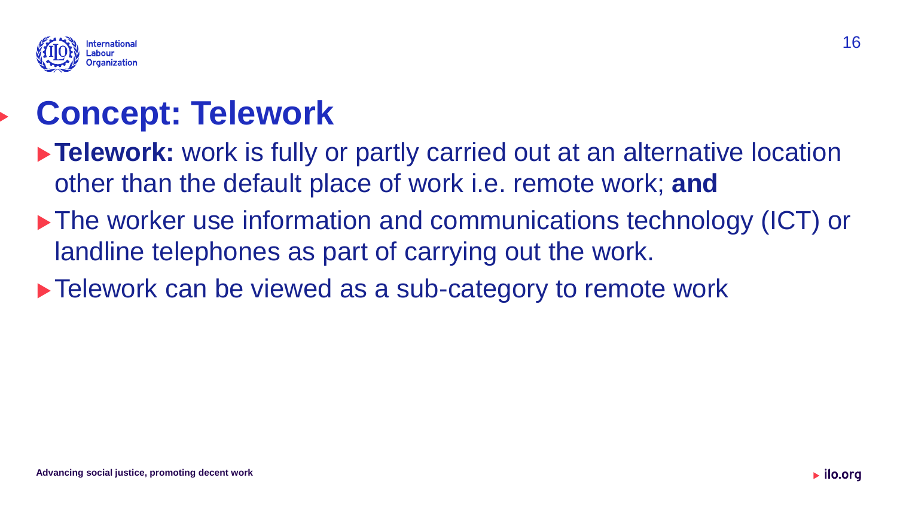# Concept: Telework

- **Telework:** work is fully or partly carried out at an alternative location other than the default place of work i.e. remote work; **and**
- The worker use information and communications technology (ICT) or landline telephones as part of carrying out the work.
- Telework can be viewed as a sub-category to remote work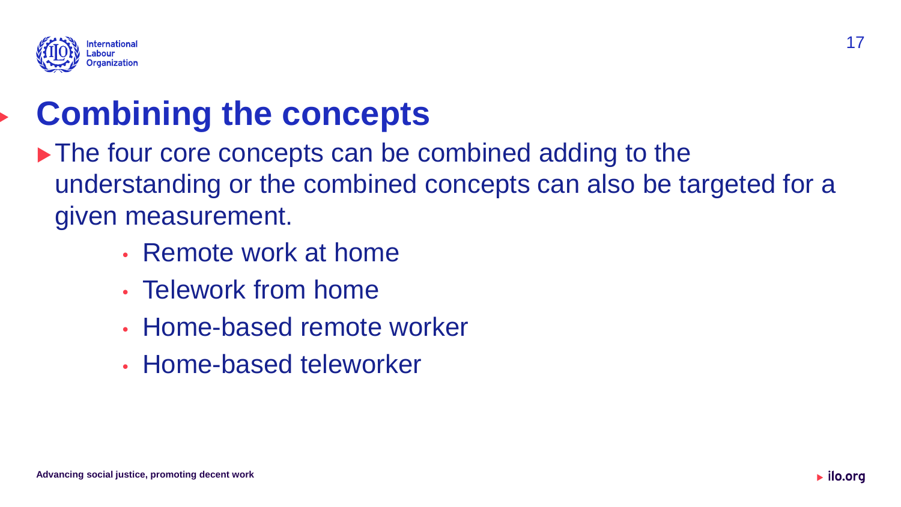# Combining the concepts

- The four core concepts can be combined adding to the understanding or the combined concepts can also be targeted for a given measurement.
  - Remote work at home
  - Telework from home
  - Home-based remote worker
  - Home-based teleworker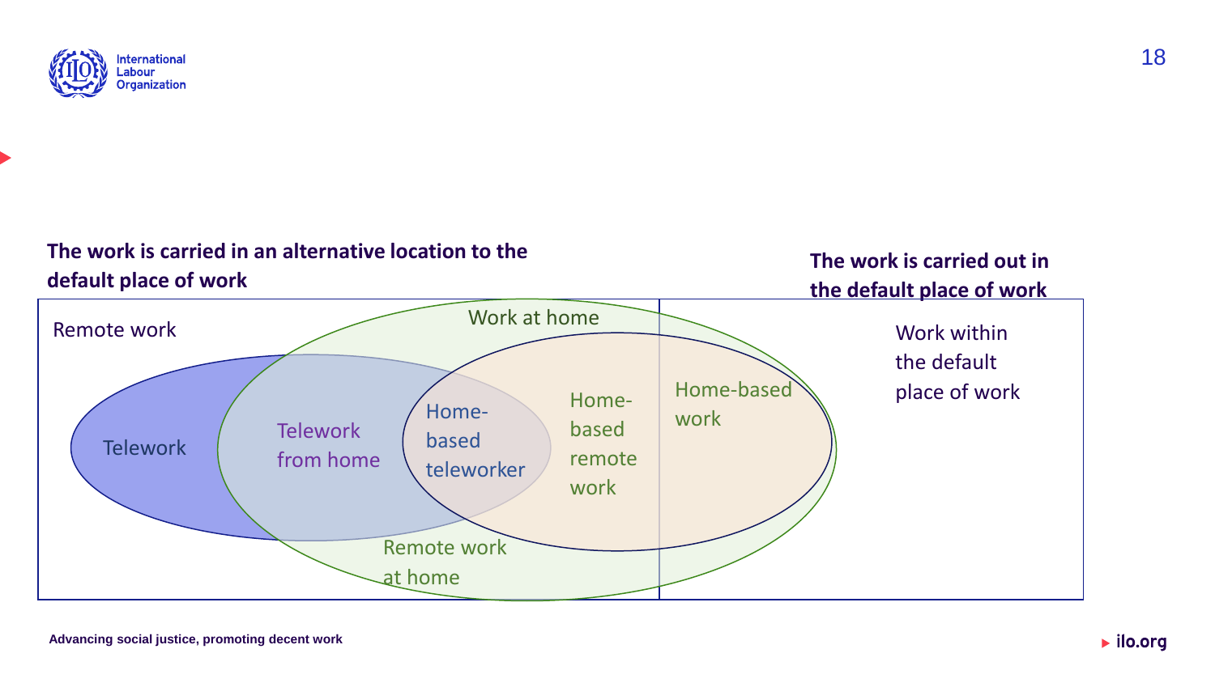**The work is carried in an alternative location to the default place of work**

**The work is carried out in the default place of work**

Remote work

Work at home

Telework

Telework from home

Home-based teleworker

Home-based remote work

Home-based work

Remote work at home

Work within the default place of work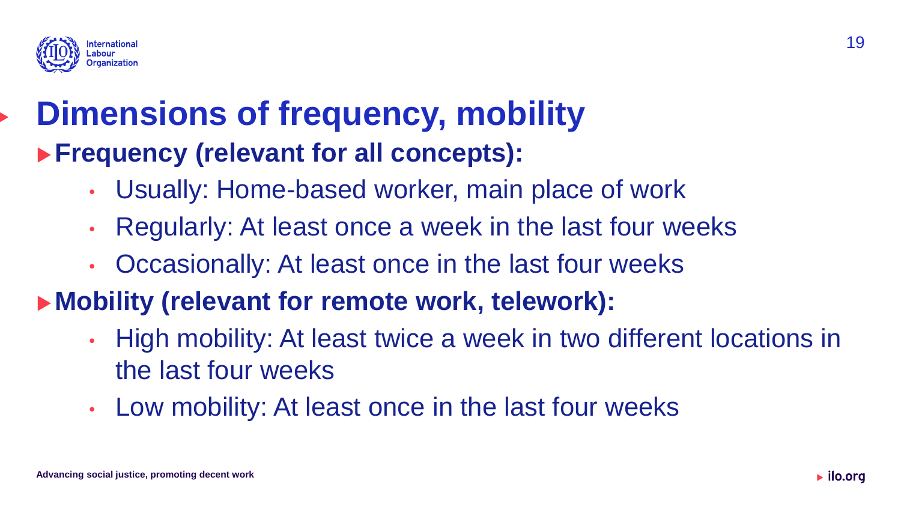# Dimensions of frequency, mobility

**Frequency (relevant for all concepts):**

- Usually: Home-based worker, main place of work
- Regularly: At least once a week in the last four weeks
- Occasionally: At least once in the last four weeks

**Mobility (relevant for remote work, telework):**

- High mobility: At least twice a week in two different locations in the last four weeks
- Low mobility: At least once in the last four weeks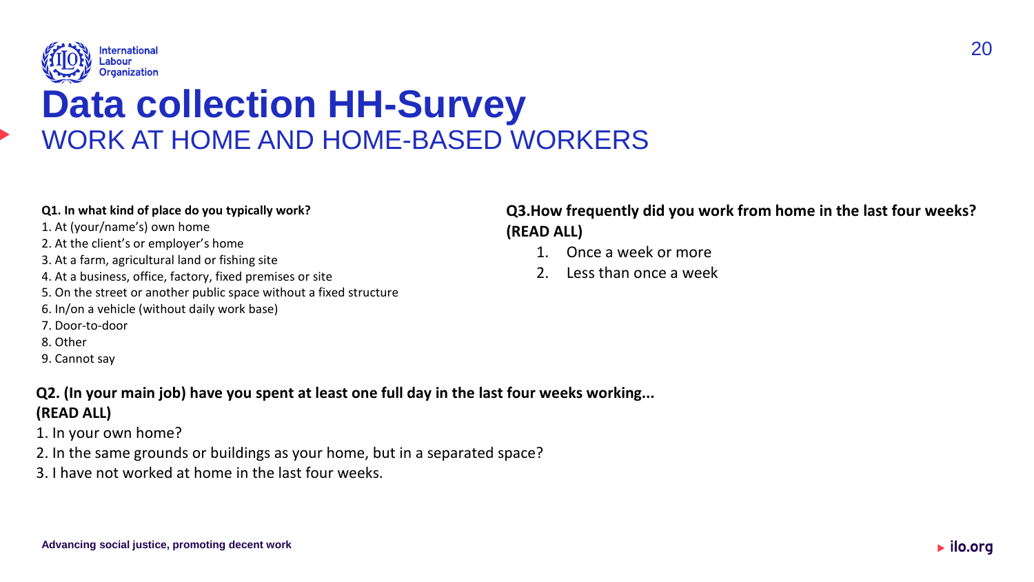# Data collection HH-Survey

## WORK AT HOME AND HOME-BASED WORKERS

**Q1. In what kind of place do you typically work?**

1. At (your/name's) own home
2. At the client's or employer's home
3. At a farm, agricultural land or fishing site
4. At a business, office, factory, fixed premises or site
5. On the street or another public space without a fixed structure
6. In/on a vehicle (without daily work base)
7. Door-to-door
8. Other
9. Cannot say

**Q2. (In your main job) have you spent at least one full day in the last four weeks working... (READ ALL)**

1. In your own home?
2. In the same grounds or buildings as your home, but in a separated space?
3. I have not worked at home in the last four weeks.

**Q3.How frequently did you work from home in the last four weeks? (READ ALL)**

1. Once a week or more
2. Less than once a week

Advancing social justice, promoting decent work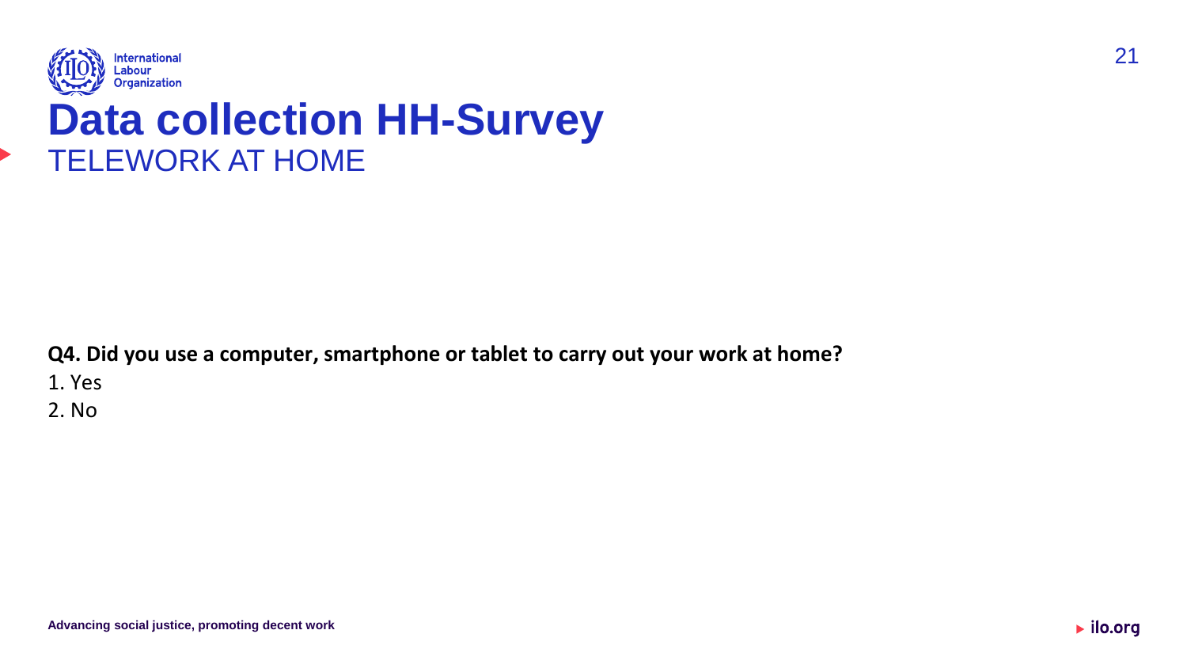# Data collection HH-Survey

## TELEWORK AT HOME

**Q4. Did you use a computer, smartphone or tablet to carry out your work at home?**

1. Yes
2. No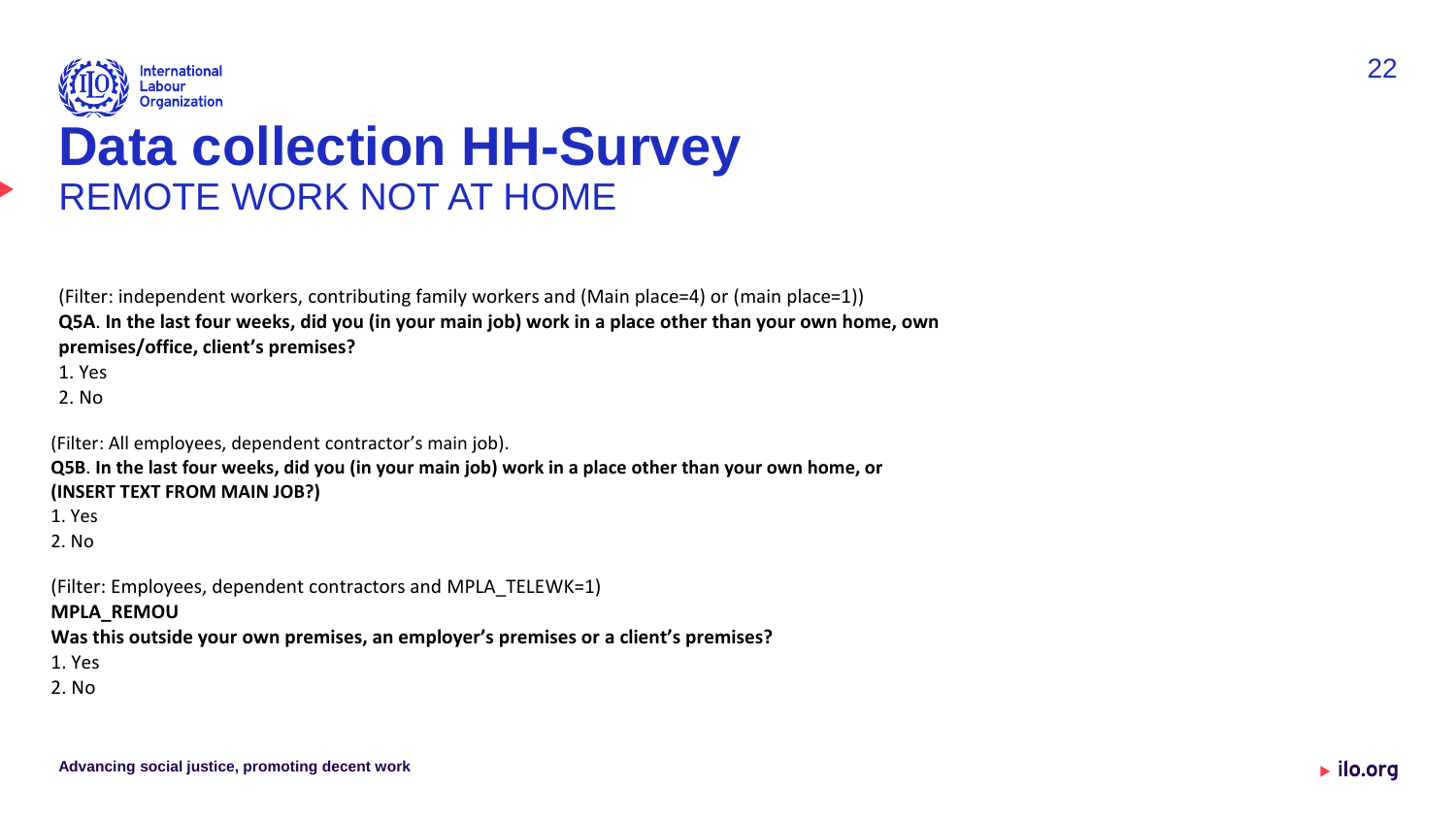# Data collection HH-Survey

## REMOTE WORK NOT AT HOME

(Filter: independent workers, contributing family workers and (Main place=4) or (main place=1))

**Q5A**. **In the last four weeks, did you (in your main job) work in a place other than your own home, own premises/office, client's premises?**

1. Yes
2. No

(Filter: All employees, dependent contractor's main job).

**Q5B**. **In the last four weeks, did you (in your main job) work in a place other than your own home, or (INSERT TEXT FROM MAIN JOB?)**

1. Yes
2. No

(Filter: Employees, dependent contractors and MPLA_TELEWK=1)

**MPLA_REMOU**

**Was this outside your own premises, an employer's premises or a client's premises?**

1. Yes
2. No

Advancing social justice, promoting decent work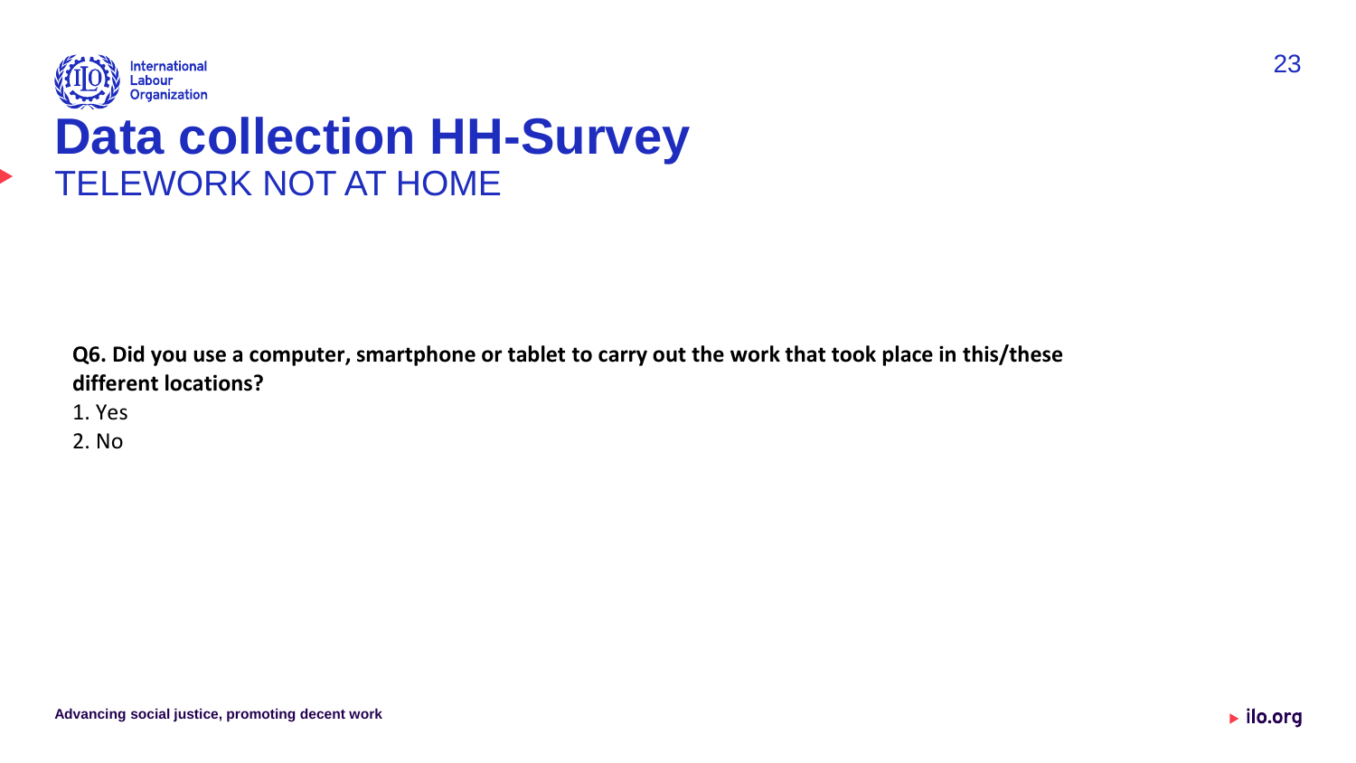# Data collection HH-Survey

## TELEWORK NOT AT HOME

**Q6. Did you use a computer, smartphone or tablet to carry out the work that took place in this/these different locations?**

1. Yes
2. No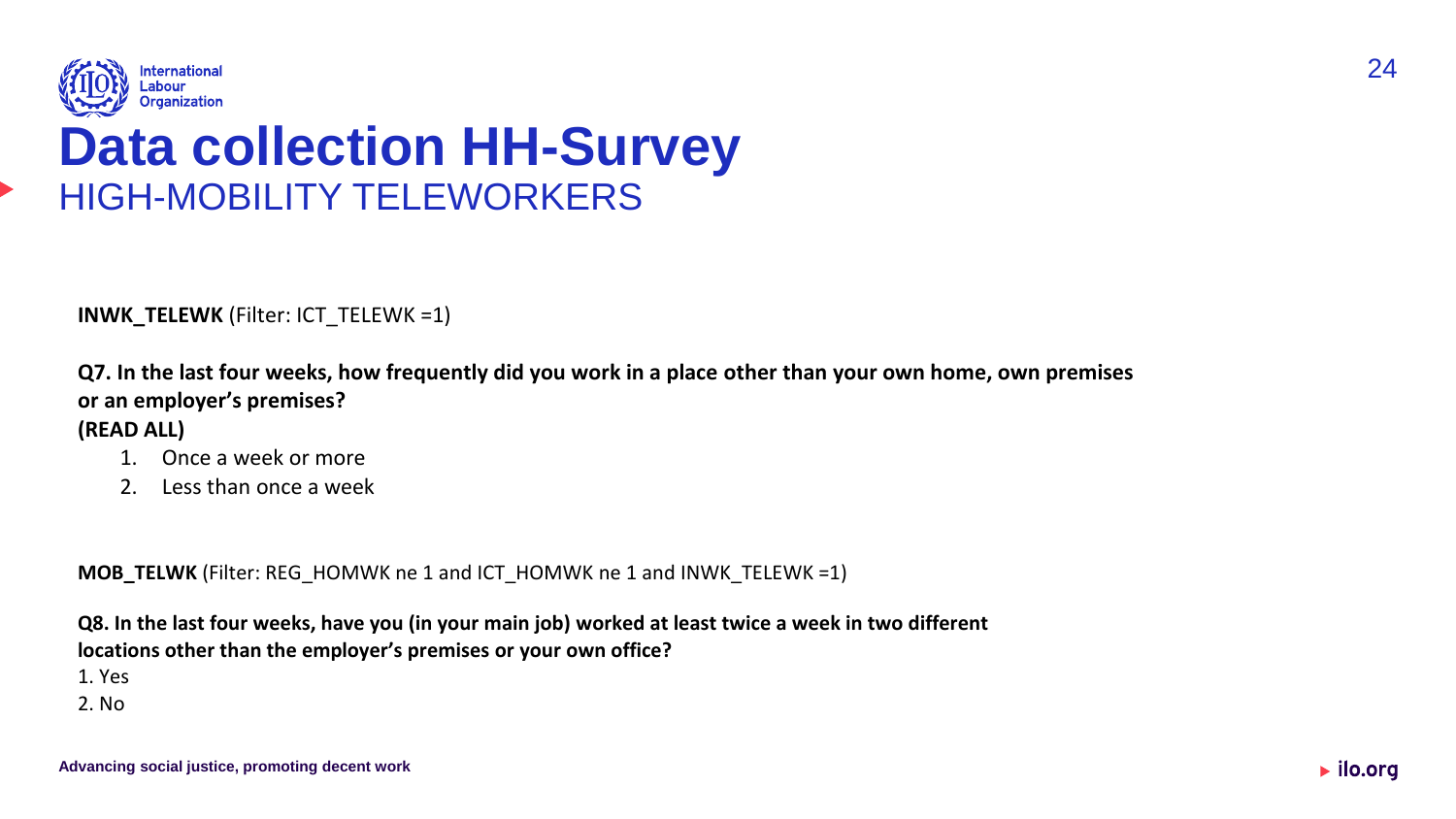# Data collection HH-Survey

## HIGH-MOBILITY TELEWORKERS

**INWK_TELEWK** (Filter: ICT_TELEWK =1)

**Q7. In the last four weeks, how frequently did you work in a place other than your own home, own premises or an employer's premises?**
**(READ ALL)**

1. Once a week or more
2. Less than once a week

**MOB_TELWK** (Filter: REG_HOMWK ne 1 and ICT_HOMWK ne 1 and INWK_TELEWK =1)

**Q8. In the last four weeks, have you (in your main job) worked at least twice a week in two different locations other than the employer's premises or your own office?**

1. Yes
2. No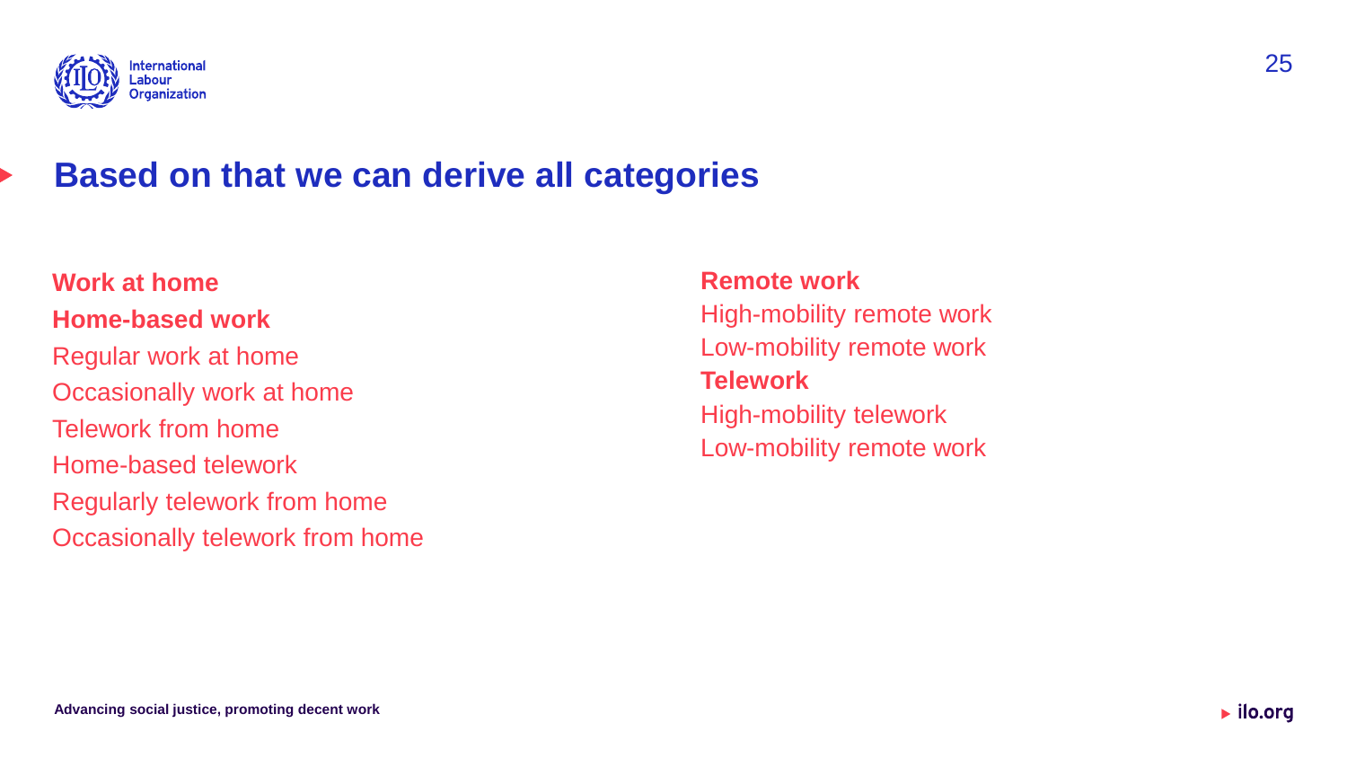# Based on that we can derive all categories

**Work at home**

**Home-based work**

Regular work at home

Occasionally work at home

Telework from home

Home-based telework

Regularly telework from home

Occasionally telework from home

**Remote work**

High-mobility remote work

Low-mobility remote work

**Telework**

High-mobility telework

Low-mobility remote work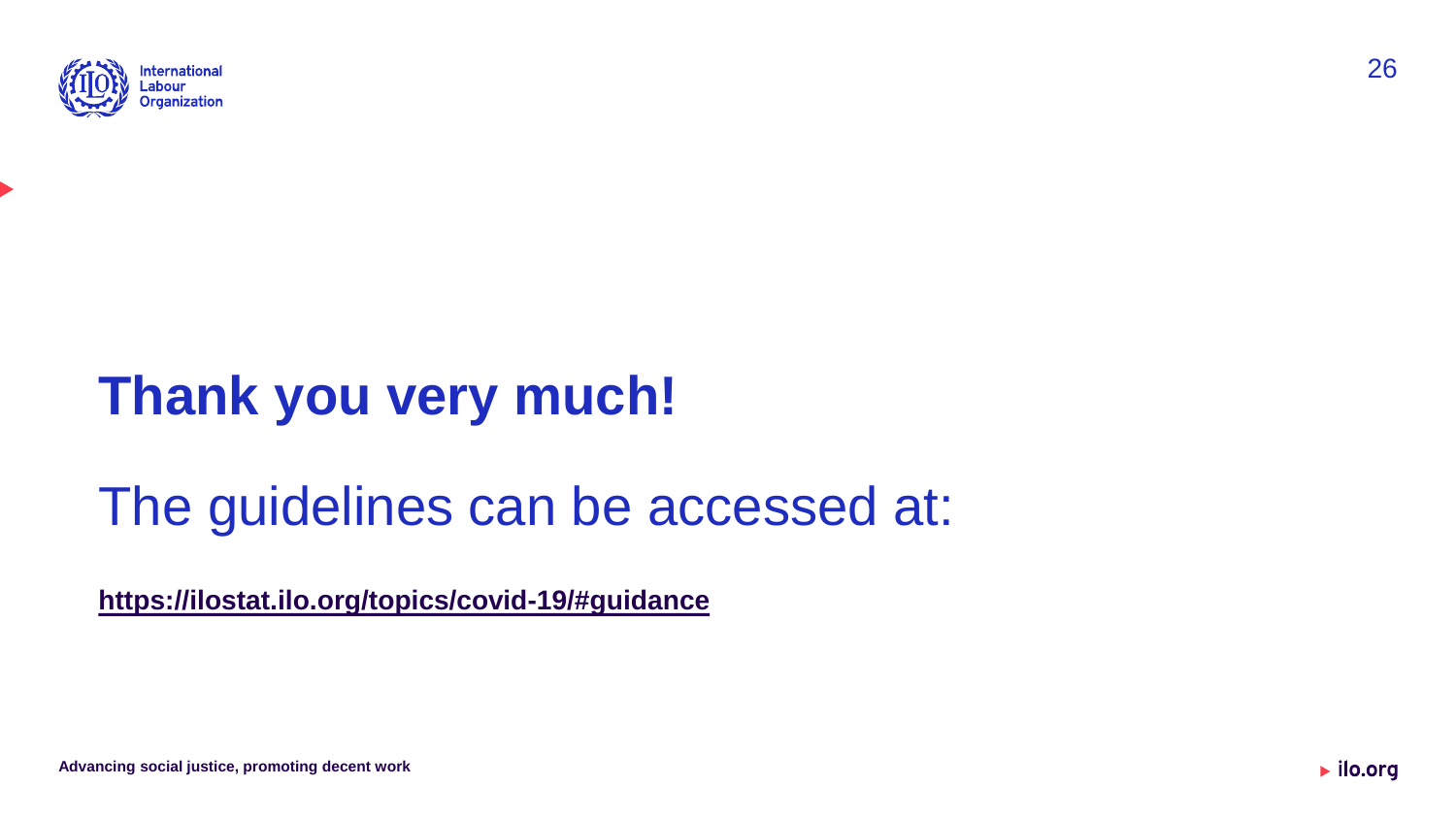# Thank you very much!

The guidelines can be accessed at:

**https://ilostat.ilo.org/topics/covid-19/#guidance**